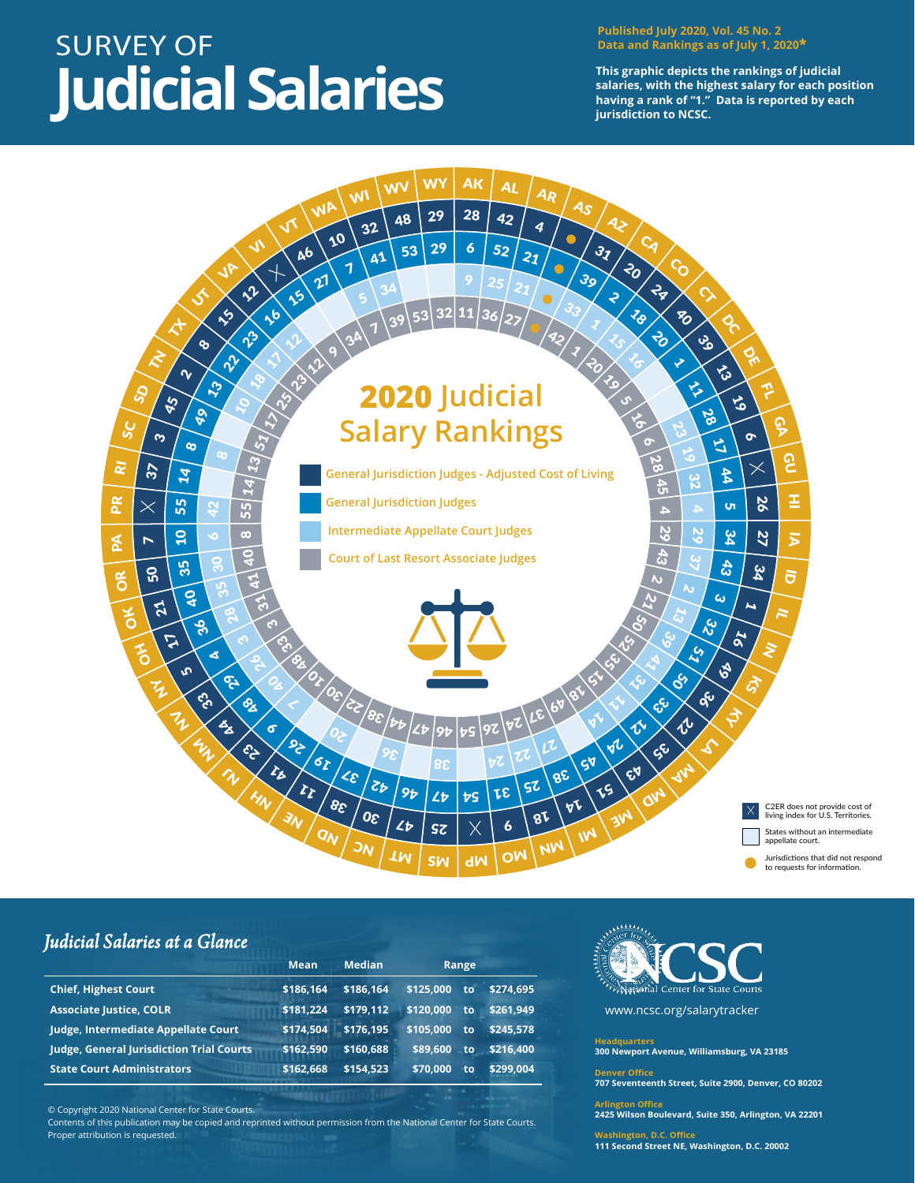# SURVEY OF Judicial Salaries

**Published July 2020, Vol. 45 No. 2**
**Data and Rankings as of July 1, 2020***

**This graphic depicts the rankings of judicial salaries, with the highest salary for each position having a rank of "1." Data is reported by each jurisdiction to NCSC.**

## 2020 Judicial Salary Rankings

| Jurisdiction | General Jurisdiction Judges - Adjusted Cost of Living | General Jurisdiction Judges | Intermediate Appellate Court Judges | Court of Last Resort Associate Judges |
|---|---|---|---|---|
| AK | 28 | 6 | 9 | 11 |
| AL | 42 | 52 | 25 | 36 |
| AR | 4 | 21 | 21 | 27 |
| AS | ● | ● | ● | ● |
| AZ | 31 | 39 | 33 | 42 |
| CA | 20 | 2 | 1 | 1 |
| CO | 24 | 18 | 15 | 20 |
| CT | 40 | 20 | 16 | 19 |
| DC | 39 | 1 | | 5 |
| DE | 13 | 11 | | 16 |
| FL | 19 | 28 | 23 | 6 |
| GA | 6 | 17 | 19 | 28 |
| GU | X | 44 | 32 | 45 |
| HI | 26 | 5 | 4 | 4 |
| IA | 27 | 34 | 29 | 29 |
| ID | 34 | 43 | 37 | 43 |
| IL | 1 | 3 | 2 | 2 |
| IN | 16 | 32 | 13 | 21 |
| KS | 49 | 51 | 39 | 50 |
| KY | 36 | 50 | 41 | 52 |
| LA | 22 | 33 | 31 | 35 |
| MA | 35 | 12 | 11 | 15 |
| MD | 43 | 24 | 14 | 18 |
| ME | 51 | 45 | | 49 |
| MI | 14 | 38 | 27 | 37 |
| MN | 18 | 25 | 22 | 24 |
| MO | 9 | 31 | 24 | 26 |
| MP | X | 54 | | 54 |
| MS | 52 | 47 | 38 | 46 |
| MT | 47 | 46 | | 47 |
| NC | 30 | 42 | 36 | 44 |
| ND | 38 | 37 | | 38 |
| NE | 11 | 19 | 20 | 22 |
| NH | 41 | 26 | | 30 |
| NJ | 23 | 9 | 7 | 10 |
| NM | 44 | 48 | 40 | 48 |
| NV | 33 | 29 | 26 | 33 |
| NY | 5 | 4 | 3 | 3 |
| OH | 17 | 36 | 28 | 31 |
| OK | 21 | 40 | 35 | 41 |
| OR | 50 | 35 | 30 | 40 |
| PA | 7 | 10 | 6 | 8 |
| PR | X | 55 | 42 | 55 |
| RI | 37 | 14 | | 14 |
| SC | 3 | 8 | 8 | 13 |
| SD | 45 | 49 | | 51 |
| TN | 2 | 13 | 10 | 17 |
| TX | 8 | 22 | 18 | 25 |
| UT | 15 | 23 | 17 | 23 |
| VA | 12 | 16 | 12 | 12 |
| VI | X | 15 | | 9 |
| VT | 46 | 27 | | 34 |
| WA | 10 | 7 | 5 | 7 |
| WI | 32 | 41 | 34 | 39 |
| WV | 48 | 53 | | 53 |
| WY | 29 | 29 | | 32 |

X — C2ER does not provide cost of living index for U.S. Territories.

(Blank) — States without an intermediate appellate court.

● — Jurisdictions that did not respond to requests for information.

## *Judicial Salaries at a Glance*

| | Mean | Median | Range | | |
|---|---|---|---|---|---|
| **Chief, Highest Court** | $186,164 | $186,164 | $125,000 | to | $274,695 |
| **Associate Justice, COLR** | $181,224 | $179,112 | $120,000 | to | $261,949 |
| **Judge, Intermediate Appellate Court** | $174,504 | $176,195 | $105,000 | to | $245,578 |
| **Judge, General Jurisdiction Trial Courts** | $162,590 | $160,688 | $89,600 | to | $216,400 |
| **State Court Administrators** | $162,668 | $154,523 | $70,000 | to | $299,004 |

© Copyright 2020 National Center for State Courts.
Contents of this publication may be copied and reprinted without permission from the National Center for State Courts. Proper attribution is requested.

NCSC — National Center for State Courts

www.ncsc.org/salarytracker

**Headquarters**
**300 Newport Avenue, Williamsburg, VA 23185**

**Denver Office**
**707 Seventeenth Street, Suite 2900, Denver, CO 80202**

**Arlington Office**
**2425 Wilson Boulevard, Suite 350, Arlington, VA 22201**

**Washington, D.C. Office**
**111 Second Street NE, Washington, D.C. 20002**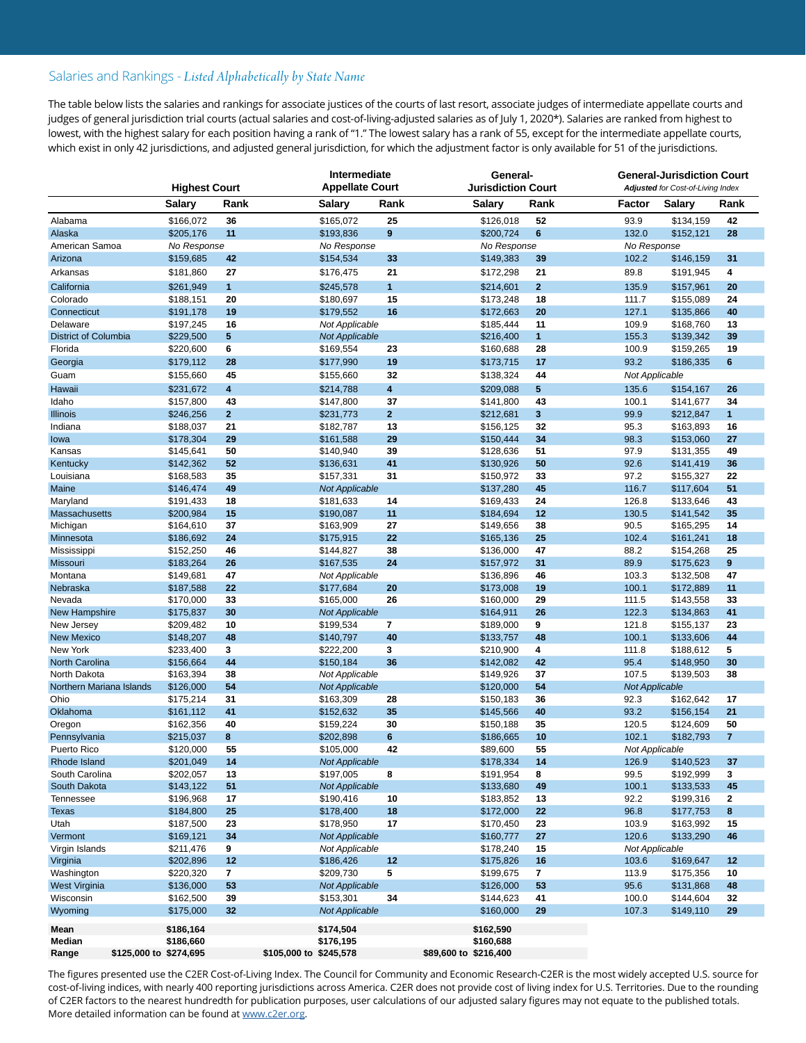## Salaries and Rankings - *Listed Alphabetically by State Name*

The table below lists the salaries and rankings for associate justices of the courts of last resort, associate judges of intermediate appellate courts and judges of general jurisdiction trial courts (actual salaries and cost-of-living-adjusted salaries as of July 1, 2020*). Salaries are ranked from highest to lowest, with the highest salary for each position having a rank of "1." The lowest salary has a rank of 55, except for the intermediate appellate courts, which exist in only 42 jurisdictions, and adjusted general jurisdiction, for which the adjustment factor is only available for 51 of the jurisdictions.

| | Highest Court | | Intermediate Appellate Court | | General-Jurisdiction Court | | General-Jurisdiction Court *Adjusted for Cost-of-Living Index* | | |
|---|---|---|---|---|---|---|---|---|---|
| | **Salary** | **Rank** | **Salary** | **Rank** | **Salary** | **Rank** | **Factor** | **Salary** | **Rank** |
| Alabama | $166,072 | 36 | $165,072 | 25 | $126,018 | 52 | 93.9 | $134,159 | 42 |
| Alaska | $205,176 | 11 | $193,836 | 9 | $200,724 | 6 | 132.0 | $152,121 | 28 |
| American Samoa | *No Response* | | *No Response* | | *No Response* | | *No Response* | | |
| Arizona | $159,685 | 42 | $154,534 | 33 | $149,383 | 39 | 102.2 | $146,159 | 31 |
| Arkansas | $181,860 | 27 | $176,475 | 21 | $172,298 | 21 | 89.8 | $191,945 | 4 |
| California | $261,949 | 1 | $245,578 | 1 | $214,601 | 2 | 135.9 | $157,961 | 20 |
| Colorado | $188,151 | 20 | $180,697 | 15 | $173,248 | 18 | 111.7 | $155,089 | 24 |
| Connecticut | $191,178 | 19 | $179,552 | 16 | $172,663 | 20 | 127.1 | $135,866 | 40 |
| Delaware | $197,245 | 16 | *Not Applicable* | | $185,444 | 11 | 109.9 | $168,760 | 13 |
| District of Columbia | $229,500 | 5 | *Not Applicable* | | $216,400 | 1 | 155.3 | $139,342 | 39 |
| Florida | $220,600 | 6 | $169,554 | 23 | $160,688 | 28 | 100.9 | $159,265 | 19 |
| Georgia | $179,112 | 28 | $177,990 | 19 | $173,715 | 17 | 93.2 | $186,335 | 6 |
| Guam | $155,660 | 45 | $155,660 | 32 | $138,324 | 44 | *Not Applicable* | | |
| Hawaii | $231,672 | 4 | $214,788 | 4 | $209,088 | 5 | 135.6 | $154,167 | 26 |
| Idaho | $157,800 | 43 | $147,800 | 37 | $141,800 | 43 | 100.1 | $141,677 | 34 |
| Illinois | $246,256 | 2 | $231,773 | 2 | $212,681 | 3 | 99.9 | $212,847 | 1 |
| Indiana | $188,037 | 21 | $182,787 | 13 | $156,125 | 32 | 95.3 | $163,893 | 16 |
| Iowa | $178,304 | 29 | $161,588 | 29 | $150,444 | 34 | 98.3 | $153,060 | 27 |
| Kansas | $145,641 | 50 | $140,940 | 39 | $128,636 | 51 | 97.9 | $131,355 | 49 |
| Kentucky | $142,362 | 52 | $136,631 | 41 | $130,926 | 50 | 92.6 | $141,419 | 36 |
| Louisiana | $168,583 | 35 | $157,331 | 31 | $150,972 | 33 | 97.2 | $155,327 | 22 |
| Maine | $146,474 | 49 | *Not Applicable* | | $137,280 | 45 | 116.7 | $117,604 | 51 |
| Maryland | $191,433 | 18 | $181,633 | 14 | $169,433 | 24 | 126.8 | $133,646 | 43 |
| Massachusetts | $200,984 | 15 | $190,087 | 11 | $184,694 | 12 | 130.5 | $141,542 | 35 |
| Michigan | $164,610 | 37 | $163,909 | 27 | $149,656 | 38 | 90.5 | $165,295 | 14 |
| Minnesota | $186,692 | 24 | $175,915 | 22 | $165,136 | 25 | 102.4 | $161,241 | 18 |
| Mississippi | $152,250 | 46 | $144,827 | 38 | $136,000 | 47 | 88.2 | $154,268 | 25 |
| Missouri | $183,264 | 26 | $167,535 | 24 | $157,972 | 31 | 89.9 | $175,623 | 9 |
| Montana | $149,681 | 47 | *Not Applicable* | | $136,896 | 46 | 103.3 | $132,508 | 47 |
| Nebraska | $187,588 | 22 | $177,684 | 20 | $173,008 | 19 | 100.1 | $172,889 | 11 |
| Nevada | $170,000 | 33 | $165,000 | 26 | $160,000 | 29 | 111.5 | $143,558 | 33 |
| New Hampshire | $175,837 | 30 | *Not Applicable* | | $164,911 | 26 | 122.3 | $134,863 | 41 |
| New Jersey | $209,482 | 10 | $199,534 | 7 | $189,000 | 9 | 121.8 | $155,137 | 23 |
| New Mexico | $148,207 | 48 | $140,797 | 40 | $133,757 | 48 | 100.1 | $133,606 | 44 |
| New York | $233,400 | 3 | $222,200 | 3 | $210,900 | 4 | 111.8 | $188,612 | 5 |
| North Carolina | $156,664 | 44 | $150,184 | 36 | $142,082 | 42 | 95.4 | $148,950 | 30 |
| North Dakota | $163,394 | 38 | *Not Applicable* | | $149,926 | 37 | 107.5 | $139,503 | 38 |
| Northern Mariana Islands | $126,000 | 54 | *Not Applicable* | | $120,000 | 54 | *Not Applicable* | | |
| Ohio | $175,214 | 31 | $163,309 | 28 | $150,183 | 36 | 92.3 | $162,642 | 17 |
| Oklahoma | $161,112 | 41 | $152,632 | 35 | $145,566 | 40 | 93.2 | $156,154 | 21 |
| Oregon | $162,356 | 40 | $159,224 | 30 | $150,188 | 35 | 120.5 | $124,609 | 50 |
| Pennsylvania | $215,037 | 8 | $202,898 | 6 | $186,665 | 10 | 102.1 | $182,793 | 7 |
| Puerto Rico | $120,000 | 55 | $105,000 | 42 | $89,600 | 55 | *Not Applicable* | | |
| Rhode Island | $201,049 | 14 | *Not Applicable* | | $178,334 | 14 | 126.9 | $140,523 | 37 |
| South Carolina | $202,057 | 13 | $197,005 | 8 | $191,954 | 8 | 99.5 | $192,999 | 3 |
| South Dakota | $143,122 | 51 | *Not Applicable* | | $133,680 | 49 | 100.1 | $133,533 | 45 |
| Tennessee | $196,968 | 17 | $190,416 | 10 | $183,852 | 13 | 92.2 | $199,316 | 2 |
| Texas | $184,800 | 25 | $178,400 | 18 | $172,000 | 22 | 96.8 | $177,753 | 8 |
| Utah | $187,500 | 23 | $178,950 | 17 | $170,450 | 23 | 103.9 | $163,992 | 15 |
| Vermont | $169,121 | 34 | *Not Applicable* | | $160,777 | 27 | 120.6 | $133,290 | 46 |
| Virgin Islands | $211,476 | 9 | *Not Applicable* | | $178,240 | 15 | *Not Applicable* | | |
| Virginia | $202,896 | 12 | $186,426 | 12 | $175,826 | 16 | 103.6 | $169,647 | 12 |
| Washington | $220,320 | 7 | $209,730 | 5 | $199,675 | 7 | 113.9 | $175,356 | 10 |
| West Virginia | $136,000 | 53 | *Not Applicable* | | $126,000 | 53 | 95.6 | $131,868 | 48 |
| Wisconsin | $162,500 | 39 | $153,301 | 34 | $144,623 | 41 | 100.0 | $144,604 | 32 |
| Wyoming | $175,000 | 32 | *Not Applicable* | | $160,000 | 29 | 107.3 | $149,110 | 29 |
| **Mean** | **$186,164** | | **$174,504** | | **$162,590** | | | | |
| **Median** | **$186,660** | | **$176,195** | | **$160,688** | | | | |
| **Range** | **$125,000 to $274,695** | | **$105,000 to $245,578** | | **$89,600 to $216,400** | | | | |

The figures presented use the C2ER Cost-of-Living Index. The Council for Community and Economic Research-C2ER is the most widely accepted U.S. source for cost-of-living indices, with nearly 400 reporting jurisdictions across America. C2ER does not provide cost of living index for U.S. Territories. Due to the rounding of C2ER factors to the nearest hundredth for publication purposes, user calculations of our adjusted salary figures may not equate to the published totals. More detailed information can be found at www.c2er.org.